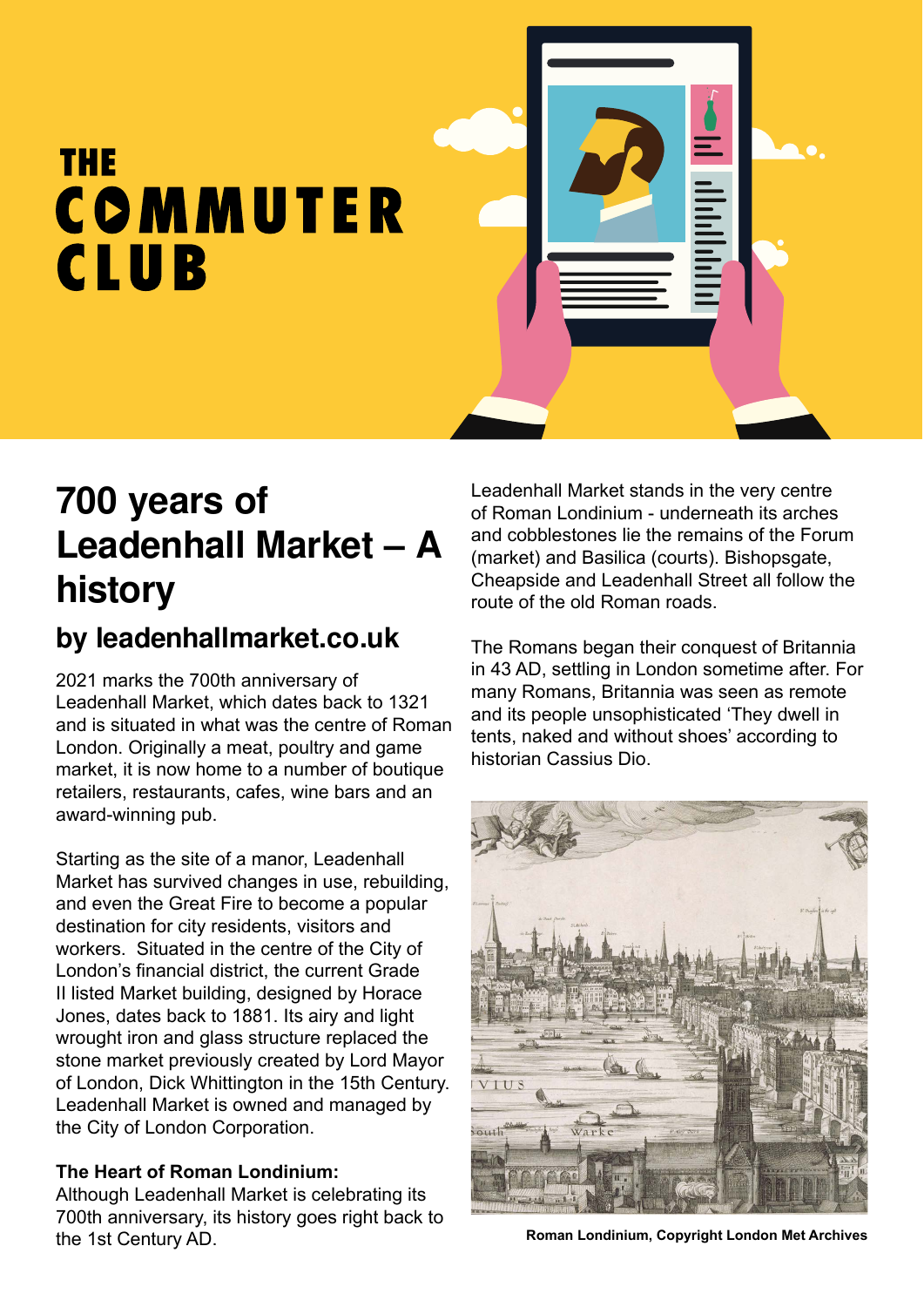THE COMMUTER CLUB

# 700 years of Leadenhall Market – A history

## by leadenhallmarket.co.uk

2021 marks the 700th anniversary of Leadenhall Market, which dates back to 1321 and is situated in what was the centre of Roman London. Originally a meat, poultry and game market, it is now home to a number of boutique retailers, restaurants, cafes, wine bars and an award-winning pub.

Starting as the site of a manor, Leadenhall Market has survived changes in use, rebuilding, and even the Great Fire to become a popular destination for city residents, visitors and workers. Situated in the centre of the City of London's financial district, the current Grade II listed Market building, designed by Horace Jones, dates back to 1881. Its airy and light wrought iron and glass structure replaced the stone market previously created by Lord Mayor of London, Dick Whittington in the 15th Century. Leadenhall Market is owned and managed by the City of London Corporation.

**The Heart of Roman Londinium:**
Although Leadenhall Market is celebrating its 700th anniversary, its history goes right back to the 1st Century AD.

Leadenhall Market stands in the very centre of Roman Londinium - underneath its arches and cobblestones lie the remains of the Forum (market) and Basilica (courts). Bishopsgate, Cheapside and Leadenhall Street all follow the route of the old Roman roads.

The Romans began their conquest of Britannia in 43 AD, settling in London sometime after. For many Romans, Britannia was seen as remote and its people unsophisticated 'They dwell in tents, naked and without shoes' according to historian Cassius Dio.

**Roman Londinium, Copyright London Met Archives**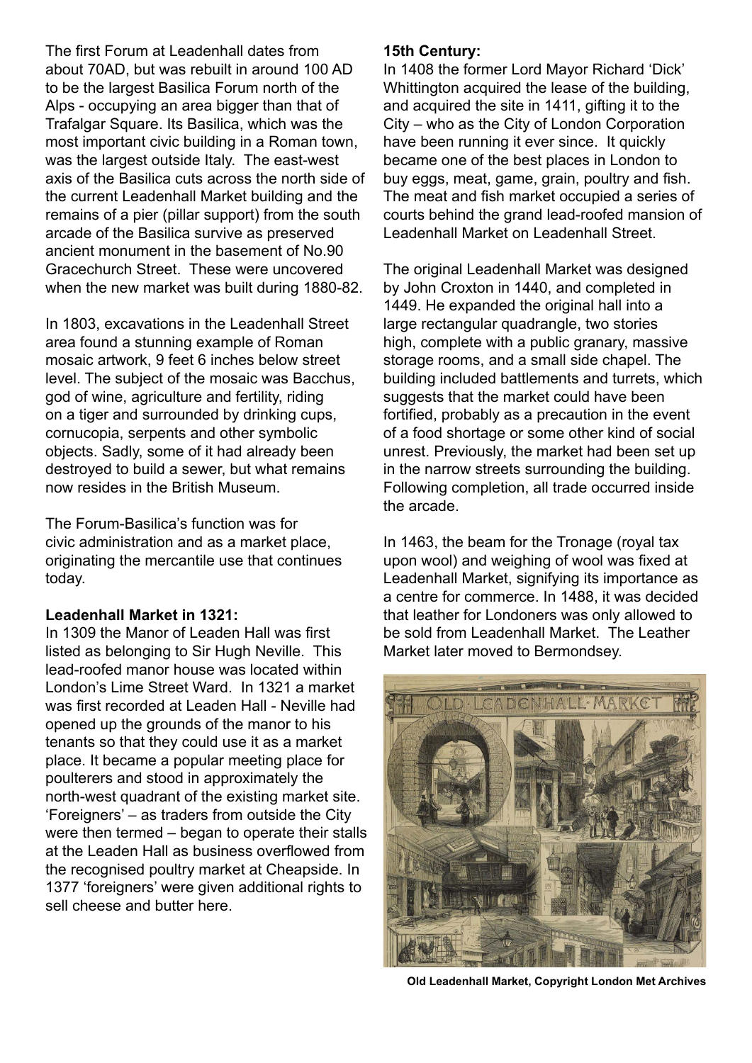The first Forum at Leadenhall dates from about 70AD, but was rebuilt in around 100 AD to be the largest Basilica Forum north of the Alps - occupying an area bigger than that of Trafalgar Square. Its Basilica, which was the most important civic building in a Roman town, was the largest outside Italy. The east-west axis of the Basilica cuts across the north side of the current Leadenhall Market building and the remains of a pier (pillar support) from the south arcade of the Basilica survive as preserved ancient monument in the basement of No.90 Gracechurch Street. These were uncovered when the new market was built during 1880-82.

In 1803, excavations in the Leadenhall Street area found a stunning example of Roman mosaic artwork, 9 feet 6 inches below street level. The subject of the mosaic was Bacchus, god of wine, agriculture and fertility, riding on a tiger and surrounded by drinking cups, cornucopia, serpents and other symbolic objects. Sadly, some of it had already been destroyed to build a sewer, but what remains now resides in the British Museum.

The Forum-Basilica's function was for civic administration and as a market place, originating the mercantile use that continues today.

**Leadenhall Market in 1321:**

In 1309 the Manor of Leaden Hall was first listed as belonging to Sir Hugh Neville. This lead-roofed manor house was located within London's Lime Street Ward. In 1321 a market was first recorded at Leaden Hall - Neville had opened up the grounds of the manor to his tenants so that they could use it as a market place. It became a popular meeting place for poulterers and stood in approximately the north-west quadrant of the existing market site. 'Foreigners' – as traders from outside the City were then termed – began to operate their stalls at the Leaden Hall as business overflowed from the recognised poultry market at Cheapside. In 1377 'foreigners' were given additional rights to sell cheese and butter here.

**15th Century:**

In 1408 the former Lord Mayor Richard 'Dick' Whittington acquired the lease of the building, and acquired the site in 1411, gifting it to the City – who as the City of London Corporation have been running it ever since. It quickly became one of the best places in London to buy eggs, meat, game, grain, poultry and fish. The meat and fish market occupied a series of courts behind the grand lead-roofed mansion of Leadenhall Market on Leadenhall Street.

The original Leadenhall Market was designed by John Croxton in 1440, and completed in 1449. He expanded the original hall into a large rectangular quadrangle, two stories high, complete with a public granary, massive storage rooms, and a small side chapel. The building included battlements and turrets, which suggests that the market could have been fortified, probably as a precaution in the event of a food shortage or some other kind of social unrest. Previously, the market had been set up in the narrow streets surrounding the building. Following completion, all trade occurred inside the arcade.

In 1463, the beam for the Tronage (royal tax upon wool) and weighing of wool was fixed at Leadenhall Market, signifying its importance as a centre for commerce. In 1488, it was decided that leather for Londoners was only allowed to be sold from Leadenhall Market. The Leather Market later moved to Bermondsey.

**Old Leadenhall Market, Copyright London Met Archives**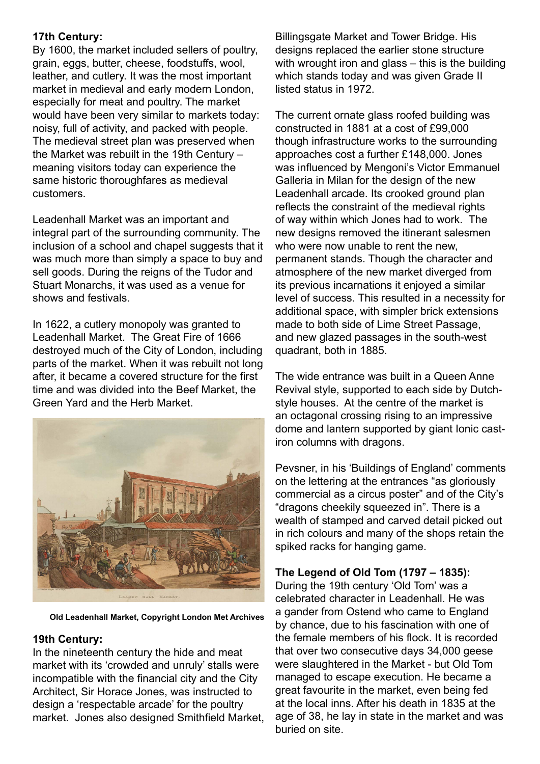**17th Century:**

By 1600, the market included sellers of poultry, grain, eggs, butter, cheese, foodstuffs, wool, leather, and cutlery. It was the most important market in medieval and early modern London, especially for meat and poultry. The market would have been very similar to markets today: noisy, full of activity, and packed with people. The medieval street plan was preserved when the Market was rebuilt in the 19th Century – meaning visitors today can experience the same historic thoroughfares as medieval customers.

Leadenhall Market was an important and integral part of the surrounding community. The inclusion of a school and chapel suggests that it was much more than simply a space to buy and sell goods. During the reigns of the Tudor and Stuart Monarchs, it was used as a venue for shows and festivals.

In 1622, a cutlery monopoly was granted to Leadenhall Market. The Great Fire of 1666 destroyed much of the City of London, including parts of the market. When it was rebuilt not long after, it became a covered structure for the first time and was divided into the Beef Market, the Green Yard and the Herb Market.

**Old Leadenhall Market, Copyright London Met Archives**

**19th Century:**

In the nineteenth century the hide and meat market with its 'crowded and unruly' stalls were incompatible with the financial city and the City Architect, Sir Horace Jones, was instructed to design a 'respectable arcade' for the poultry market. Jones also designed Smithfield Market, Billingsgate Market and Tower Bridge. His designs replaced the earlier stone structure with wrought iron and glass – this is the building which stands today and was given Grade II listed status in 1972.

The current ornate glass roofed building was constructed in 1881 at a cost of £99,000 though infrastructure works to the surrounding approaches cost a further £148,000. Jones was influenced by Mengoni's Victor Emmanuel Galleria in Milan for the design of the new Leadenhall arcade. Its crooked ground plan reflects the constraint of the medieval rights of way within which Jones had to work. The new designs removed the itinerant salesmen who were now unable to rent the new, permanent stands. Though the character and atmosphere of the new market diverged from its previous incarnations it enjoyed a similar level of success. This resulted in a necessity for additional space, with simpler brick extensions made to both side of Lime Street Passage, and new glazed passages in the south-west quadrant, both in 1885.

The wide entrance was built in a Queen Anne Revival style, supported to each side by Dutch-style houses. At the centre of the market is an octagonal crossing rising to an impressive dome and lantern supported by giant Ionic cast-iron columns with dragons.

Pevsner, in his 'Buildings of England' comments on the lettering at the entrances "as gloriously commercial as a circus poster" and of the City's "dragons cheekily squeezed in". There is a wealth of stamped and carved detail picked out in rich colours and many of the shops retain the spiked racks for hanging game.

**The Legend of Old Tom (1797 – 1835):**

During the 19th century 'Old Tom' was a celebrated character in Leadenhall. He was a gander from Ostend who came to England by chance, due to his fascination with one of the female members of his flock. It is recorded that over two consecutive days 34,000 geese were slaughtered in the Market - but Old Tom managed to escape execution. He became a great favourite in the market, even being fed at the local inns. After his death in 1835 at the age of 38, he lay in state in the market and was buried on site.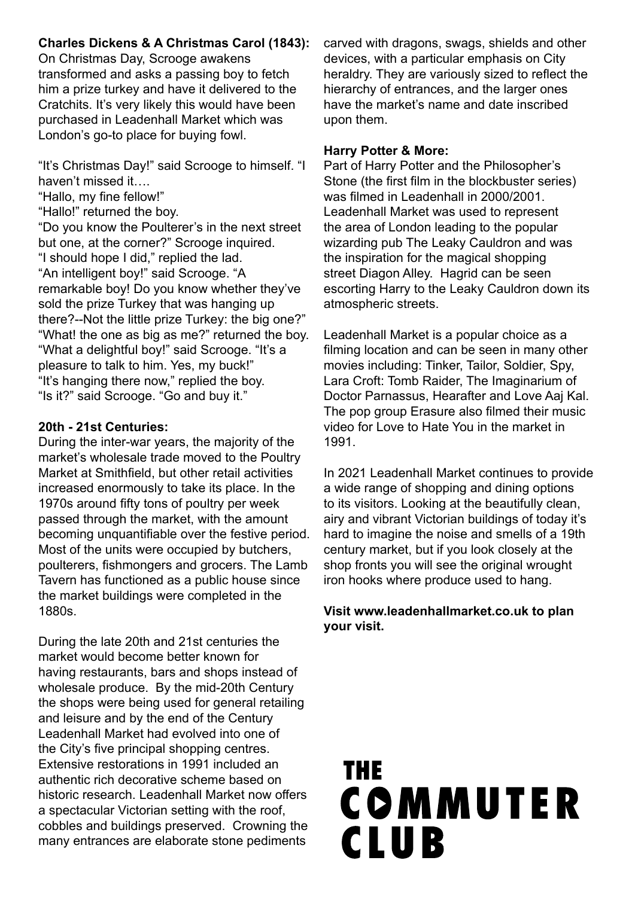**Charles Dickens & A Christmas Carol (1843):**

On Christmas Day, Scrooge awakens transformed and asks a passing boy to fetch him a prize turkey and have it delivered to the Cratchits. It's very likely this would have been purchased in Leadenhall Market which was London's go-to place for buying fowl.

"It's Christmas Day!" said Scrooge to himself. "I haven't missed it….
"Hallo, my fine fellow!"
"Hallo!" returned the boy.
"Do you know the Poulterer's in the next street but one, at the corner?" Scrooge inquired.
"I should hope I did," replied the lad.
"An intelligent boy!" said Scrooge. "A remarkable boy! Do you know whether they've sold the prize Turkey that was hanging up there?--Not the little prize Turkey: the big one?"
"What! the one as big as me?" returned the boy.
"What a delightful boy!" said Scrooge. "It's a pleasure to talk to him. Yes, my buck!"
"It's hanging there now," replied the boy.
"Is it?" said Scrooge. "Go and buy it."

**20th - 21st Centuries:**

During the inter-war years, the majority of the market's wholesale trade moved to the Poultry Market at Smithfield, but other retail activities increased enormously to take its place. In the 1970s around fifty tons of poultry per week passed through the market, with the amount becoming unquantifiable over the festive period. Most of the units were occupied by butchers, poulterers, fishmongers and grocers. The Lamb Tavern has functioned as a public house since the market buildings were completed in the 1880s.

During the late 20th and 21st centuries the market would become better known for having restaurants, bars and shops instead of wholesale produce. By the mid-20th Century the shops were being used for general retailing and leisure and by the end of the Century Leadenhall Market had evolved into one of the City's five principal shopping centres. Extensive restorations in 1991 included an authentic rich decorative scheme based on historic research. Leadenhall Market now offers a spectacular Victorian setting with the roof, cobbles and buildings preserved. Crowning the many entrances are elaborate stone pediments carved with dragons, swags, shields and other devices, with a particular emphasis on City heraldry. They are variously sized to reflect the hierarchy of entrances, and the larger ones have the market's name and date inscribed upon them.

**Harry Potter & More:**

Part of Harry Potter and the Philosopher's Stone (the first film in the blockbuster series) was filmed in Leadenhall in 2000/2001. Leadenhall Market was used to represent the area of London leading to the popular wizarding pub The Leaky Cauldron and was the inspiration for the magical shopping street Diagon Alley. Hagrid can be seen escorting Harry to the Leaky Cauldron down its atmospheric streets.

Leadenhall Market is a popular choice as a filming location and can be seen in many other movies including: Tinker, Tailor, Soldier, Spy, Lara Croft: Tomb Raider, The Imaginarium of Doctor Parnassus, Hearafter and Love Aaj Kal. The pop group Erasure also filmed their music video for Love to Hate You in the market in 1991.

In 2021 Leadenhall Market continues to provide a wide range of shopping and dining options to its visitors. Looking at the beautifully clean, airy and vibrant Victorian buildings of today it's hard to imagine the noise and smells of a 19th century market, but if you look closely at the shop fronts you will see the original wrought iron hooks where produce used to hang.

**Visit www.leadenhallmarket.co.uk to plan your visit.**

THE COMMUTER CLUB